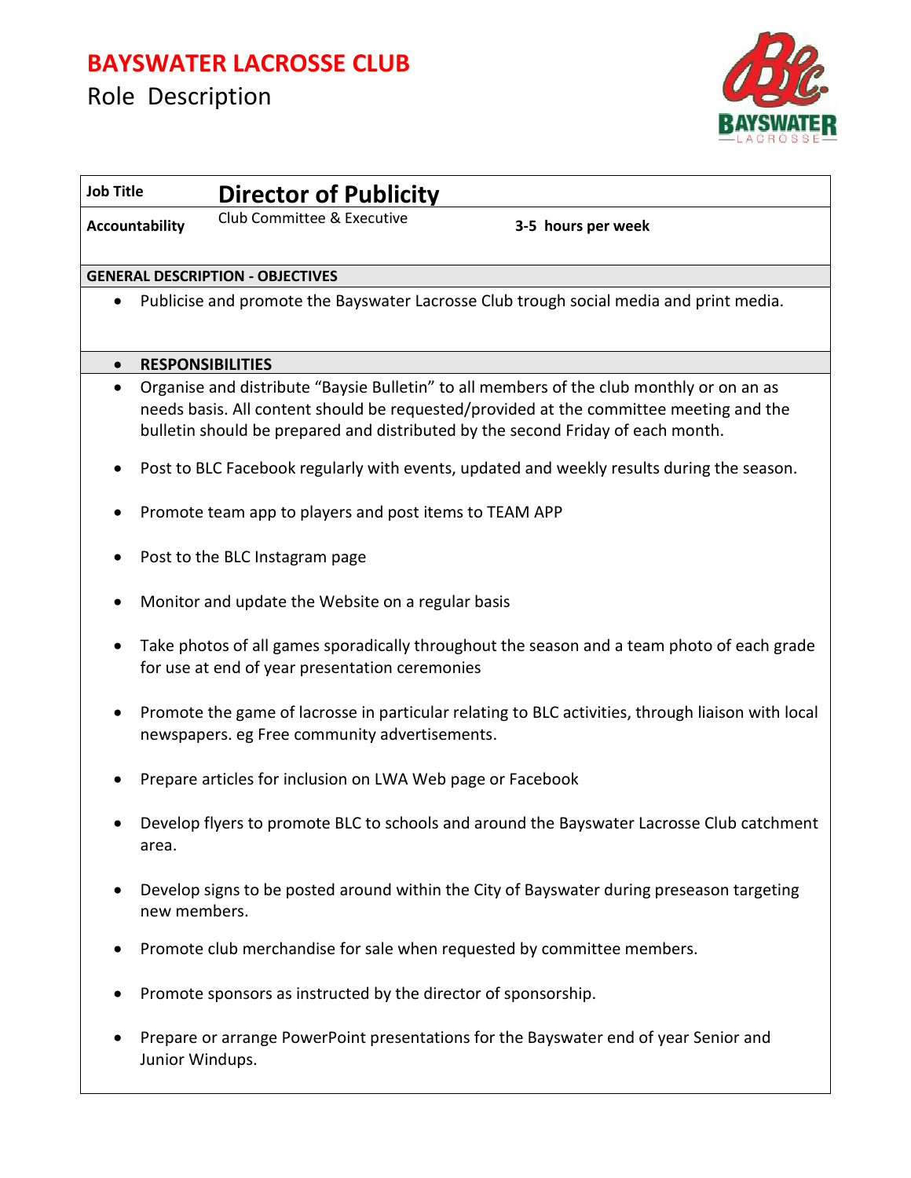# BAYSWATER LACROSSE CLUB

## Role Description

| **Job Title** | **Director of Publicity** | |
|---|---|---|
| **Accountability** | Club Committee & Executive | **3-5 hours per week** |

**GENERAL DESCRIPTION - OBJECTIVES**

- Publicise and promote the Bayswater Lacrosse Club trough social media and print media.

- **RESPONSIBILITIES**

- Organise and distribute "Baysie Bulletin" to all members of the club monthly or on an as needs basis. All content should be requested/provided at the committee meeting and the bulletin should be prepared and distributed by the second Friday of each month.
- Post to BLC Facebook regularly with events, updated and weekly results during the season.
- Promote team app to players and post items to TEAM APP
- Post to the BLC Instagram page
- Monitor and update the Website on a regular basis
- Take photos of all games sporadically throughout the season and a team photo of each grade for use at end of year presentation ceremonies
- Promote the game of lacrosse in particular relating to BLC activities, through liaison with local newspapers. eg Free community advertisements.
- Prepare articles for inclusion on LWA Web page or Facebook
- Develop flyers to promote BLC to schools and around the Bayswater Lacrosse Club catchment area.
- Develop signs to be posted around within the City of Bayswater during preseason targeting new members.
- Promote club merchandise for sale when requested by committee members.
- Promote sponsors as instructed by the director of sponsorship.
- Prepare or arrange PowerPoint presentations for the Bayswater end of year Senior and Junior Windups.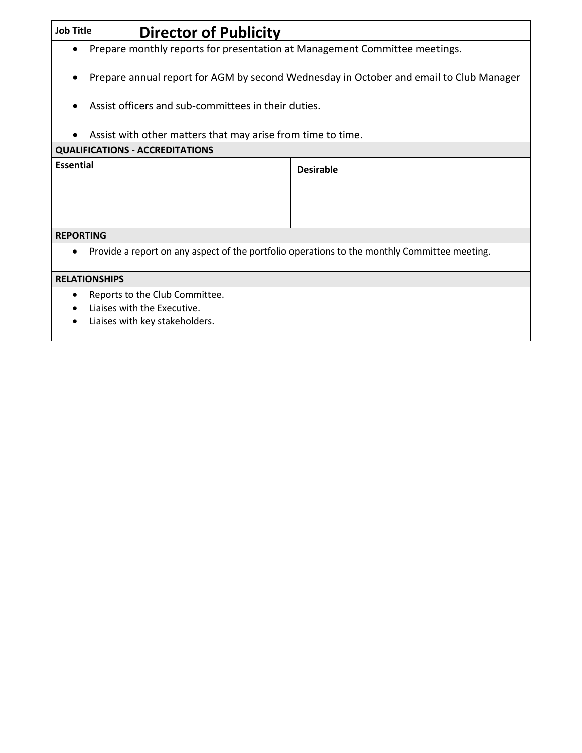**Job Title** **Director of Publicity**

- Prepare monthly reports for presentation at Management Committee meetings.
- Prepare annual report for AGM by second Wednesday in October and email to Club Manager
- Assist officers and sub-committees in their duties.
- Assist with other matters that may arise from time to time.

**QUALIFICATIONS - ACCREDITATIONS**

| Essential | Desirable |
| --- | --- |
| | |

**REPORTING**

- Provide a report on any aspect of the portfolio operations to the monthly Committee meeting.

**RELATIONSHIPS**

- Reports to the Club Committee.
- Liaises with the Executive.
- Liaises with key stakeholders.